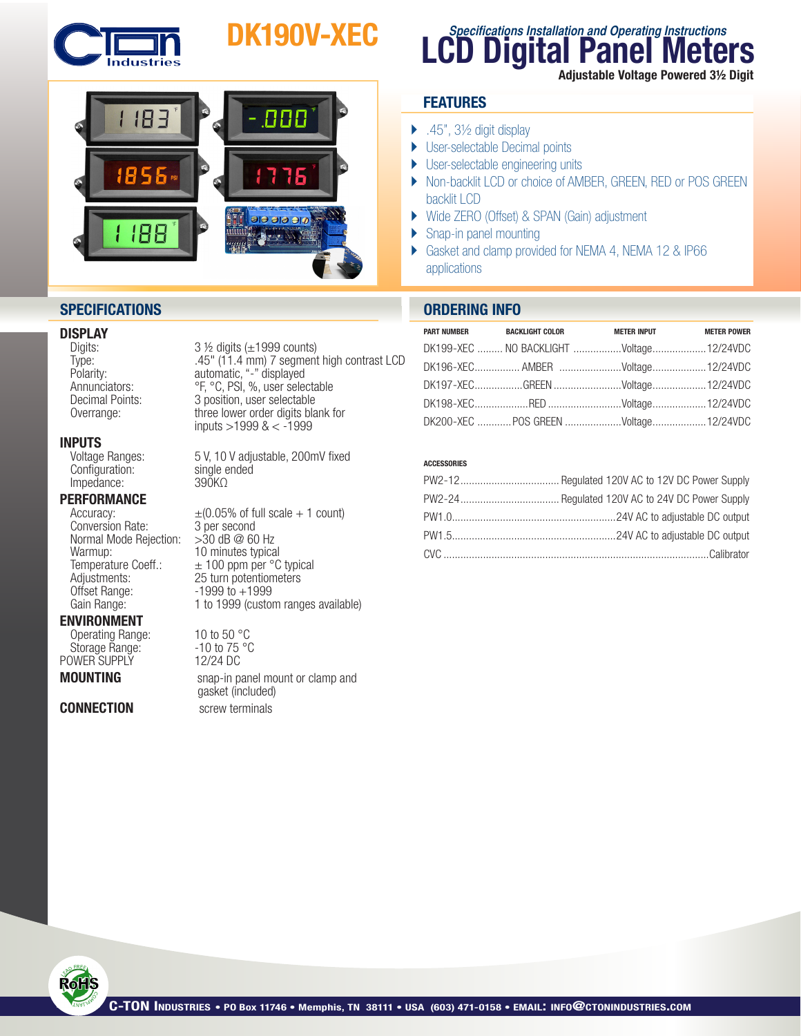# DK190V-XEC

*Specifications Installation and Operating Instructions*

# LCD Digital Panel Meters

**Adjustable Voltage Powered 3½ Digit**

## FEATURES

- .45", 3½ digit display
- User-selectable Decimal points
- User-selectable engineering units
- Non-backlit LCD or choice of AMBER, GREEN, RED or POS GREEN backlit LCD
- Wide ZERO (Offset) & SPAN (Gain) adjustment
- Snap-in panel mounting
- Gasket and clamp provided for NEMA 4, NEMA 12 & IP66 applications

## SPECIFICATIONS

### DISPLAY

| | |
|---|---|
| Digits: | 3 ½ digits (±1999 counts) |
| Type: | .45" (11.4 mm) 7 segment high contrast LCD |
| Polarity: | automatic, "-" displayed |
| Annunciators: | °F, °C, PSI, %, user selectable |
| Decimal Points: | 3 position, user selectable |
| Overrange: | three lower order digits blank for inputs >1999 & < -1999 |

### INPUTS

| | |
|---|---|
| Voltage Ranges: | 5 V, 10 V adjustable, 200mV fixed |
| Configuration: | single ended |
| Impedance: | 390KΩ |

### PERFORMANCE

| | |
|---|---|
| Accuracy: | ±(0.05% of full scale + 1 count) |
| Conversion Rate: | 3 per second |
| Normal Mode Rejection: | >30 dB @ 60 Hz |
| Warmup: | 10 minutes typical |
| Temperature Coeff.: | ± 100 ppm per °C typical |
| Adjustments: | 25 turn potentiometers |
| Offset Range: | -1999 to +1999 |
| Gain Range: | 1 to 1999 (custom ranges available) |

### ENVIRONMENT

| | |
|---|---|
| Operating Range: | 10 to 50 °C |
| Storage Range: | -10 to 75 °C |
| POWER SUPPLY | 12/24 DC |

**MOUNTING** snap-in panel mount or clamp and gasket (included)

**CONNECTION** screw terminals

## ORDERING INFO

| PART NUMBER | BACKLIGHT COLOR | METER INPUT | METER POWER |
|---|---|---|---|
| DK199-XEC | NO BACKLIGHT | Voltage | 12/24VDC |
| DK196-XEC | AMBER | Voltage | 12/24VDC |
| DK197-XEC | GREEN | Voltage | 12/24VDC |
| DK198-XEC | RED | Voltage | 12/24VDC |
| DK200-XEC | POS GREEN | Voltage | 12/24VDC |

**ACCESSORIES**

| | |
|---|---|
| PW2-12 | Regulated 120V AC to 12V DC Power Supply |
| PW2-24 | Regulated 120V AC to 24V DC Power Supply |
| PW1.0 | 24V AC to adjustable DC output |
| PW1.5 | 24V AC to adjustable DC output |
| CVC | Calibrator |

C-TON INDUSTRIES • PO Box 11746 • Memphis, TN 38111 • USA (603) 471-0158 • EMAIL: INFO@CTONINDUSTRIES.COM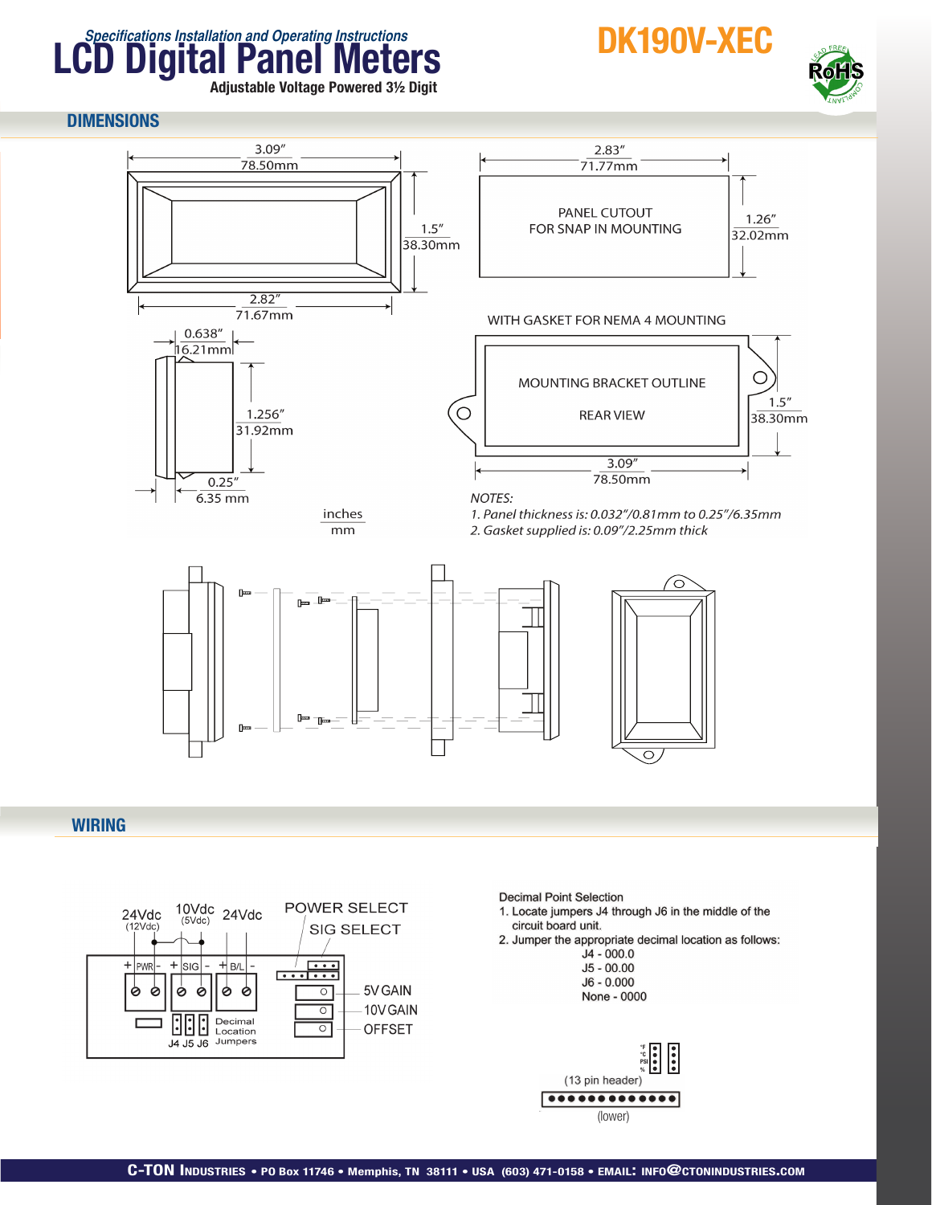*Specifications Installation and Operating Instructions*

# LCD Digital Panel Meters

**Adjustable Voltage Powered 3½ Digit**

# DK190V-XEC

## DIMENSIONS

3.09″
78.50mm

1.5″
38.30mm

2.82″
71.67mm

2.83″
71.77mm

PANEL CUTOUT
FOR SNAP IN MOUNTING

1.26″
32.02mm

0.638″
16.21mm

1.256″
31.92mm

0.25″
6.35 mm

inches
mm

WITH GASKET FOR NEMA 4 MOUNTING

MOUNTING BRACKET OUTLINE

REAR VIEW

1.5″
38.30mm

3.09″
78.50mm

*NOTES:*

*1. Panel thickness is: 0.032″/0.81mm to 0.25″/6.35mm*

*2. Gasket supplied is: 0.09″/2.25mm thick*

## WIRING

24Vdc (12Vdc) 10Vdc (5Vdc) 24Vdc

POWER SELECT
SIG SELECT

+ PWR − + SIG − + B/L −

Decimal Location Jumpers

J4 J5 J6

5V GAIN
10V GAIN
OFFSET

Decimal Point Selection

1. Locate jumpers J4 through J6 in the middle of the circuit board unit.
2. Jumper the appropriate decimal location as follows:
   - J4 - 000.0
   - J5 - 00.00
   - J6 - 0.000
   - None - 0000

°F
°C
PSI
%

(13 pin header)

(lower)

**C-TON INDUSTRIES • PO Box 11746 • Memphis, TN 38111 • USA (603) 471-0158 • EMAIL: INFO@CTONINDUSTRIES.COM**